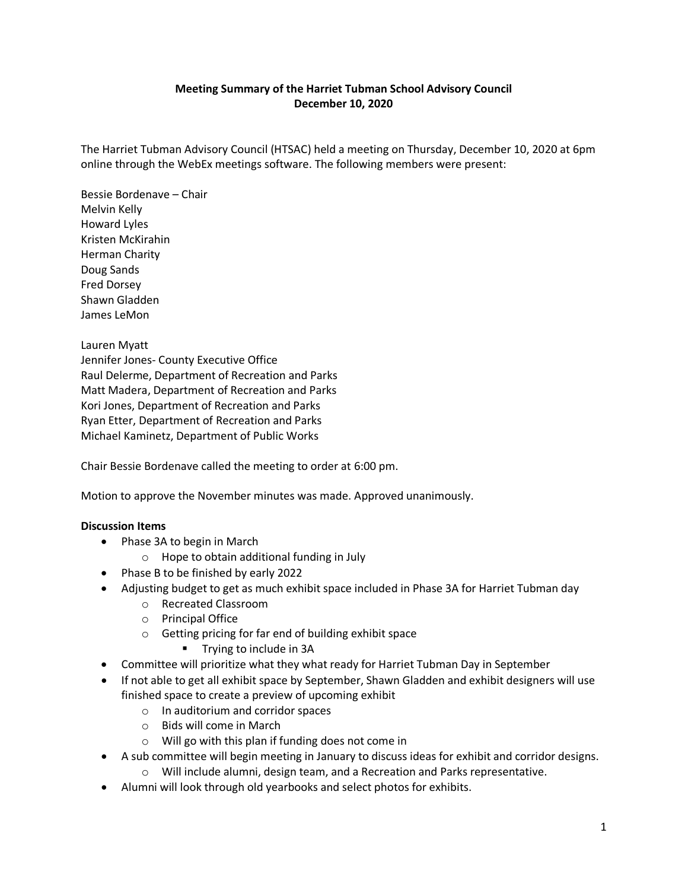**Meeting Summary of the Harriet Tubman School Advisory Council**
**December 10, 2020**

The Harriet Tubman Advisory Council (HTSAC) held a meeting on Thursday, December 10, 2020 at 6pm online through the WebEx meetings software. The following members were present:

Bessie Bordenave – Chair
Melvin Kelly
Howard Lyles
Kristen McKirahin
Herman Charity
Doug Sands
Fred Dorsey
Shawn Gladden
James LeMon

Lauren Myatt
Jennifer Jones- County Executive Office
Raul Delerme, Department of Recreation and Parks
Matt Madera, Department of Recreation and Parks
Kori Jones, Department of Recreation and Parks
Ryan Etter, Department of Recreation and Parks
Michael Kaminetz, Department of Public Works

Chair Bessie Bordenave called the meeting to order at 6:00 pm.

Motion to approve the November minutes was made. Approved unanimously.

**Discussion Items**

- Phase 3A to begin in March
  - Hope to obtain additional funding in July
- Phase B to be finished by early 2022
- Adjusting budget to get as much exhibit space included in Phase 3A for Harriet Tubman day
  - Recreated Classroom
  - Principal Office
  - Getting pricing for far end of building exhibit space
    - Trying to include in 3A
- Committee will prioritize what they what ready for Harriet Tubman Day in September
- If not able to get all exhibit space by September, Shawn Gladden and exhibit designers will use finished space to create a preview of upcoming exhibit
  - In auditorium and corridor spaces
  - Bids will come in March
  - Will go with this plan if funding does not come in
- A sub committee will begin meeting in January to discuss ideas for exhibit and corridor designs.
  - Will include alumni, design team, and a Recreation and Parks representative.
- Alumni will look through old yearbooks and select photos for exhibits.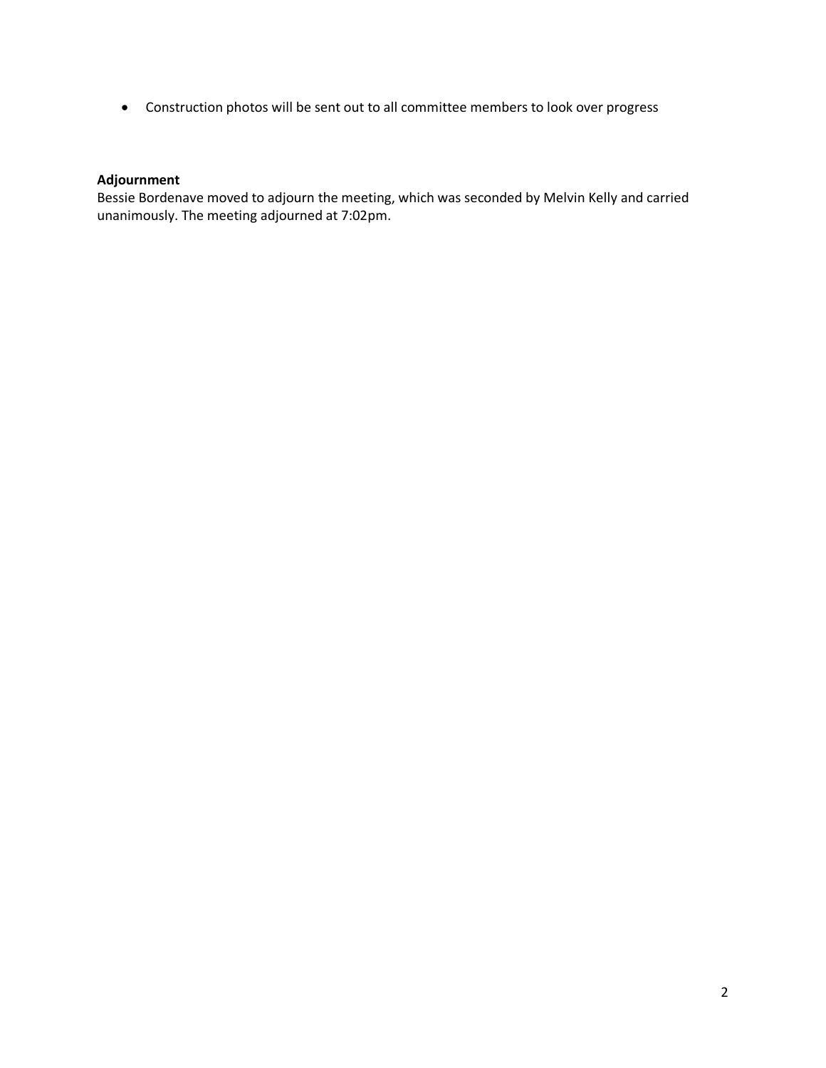- Construction photos will be sent out to all committee members to look over progress

**Adjournment**

Bessie Bordenave moved to adjourn the meeting, which was seconded by Melvin Kelly and carried unanimously. The meeting adjourned at 7:02pm.